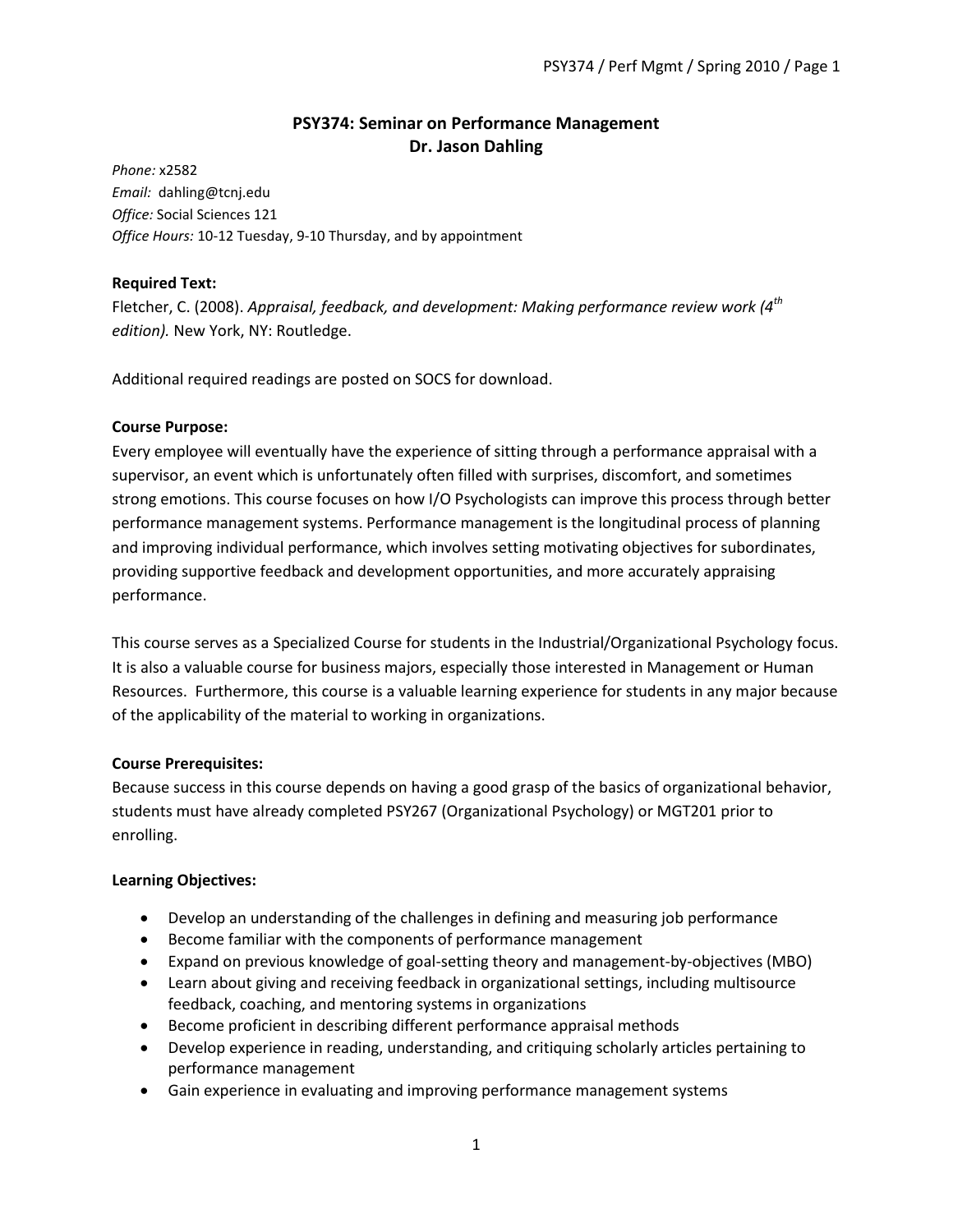# PSY374: Seminar on Performance Management
## Dr. Jason Dahling

*Phone:* x2582
*Email:* dahling@tcnj.edu
*Office:* Social Sciences 121
*Office Hours:* 10-12 Tuesday, 9-10 Thursday, and by appointment

**Required Text:**
Fletcher, C. (2008). *Appraisal, feedback, and development: Making performance review work (4th edition).* New York, NY: Routledge.

Additional required readings are posted on SOCS for download.

**Course Purpose:**
Every employee will eventually have the experience of sitting through a performance appraisal with a supervisor, an event which is unfortunately often filled with surprises, discomfort, and sometimes strong emotions. This course focuses on how I/O Psychologists can improve this process through better performance management systems. Performance management is the longitudinal process of planning and improving individual performance, which involves setting motivating objectives for subordinates, providing supportive feedback and development opportunities, and more accurately appraising performance.

This course serves as a Specialized Course for students in the Industrial/Organizational Psychology focus. It is also a valuable course for business majors, especially those interested in Management or Human Resources. Furthermore, this course is a valuable learning experience for students in any major because of the applicability of the material to working in organizations.

**Course Prerequisites:**
Because success in this course depends on having a good grasp of the basics of organizational behavior, students must have already completed PSY267 (Organizational Psychology) or MGT201 prior to enrolling.

**Learning Objectives:**

- Develop an understanding of the challenges in defining and measuring job performance
- Become familiar with the components of performance management
- Expand on previous knowledge of goal-setting theory and management-by-objectives (MBO)
- Learn about giving and receiving feedback in organizational settings, including multisource feedback, coaching, and mentoring systems in organizations
- Become proficient in describing different performance appraisal methods
- Develop experience in reading, understanding, and critiquing scholarly articles pertaining to performance management
- Gain experience in evaluating and improving performance management systems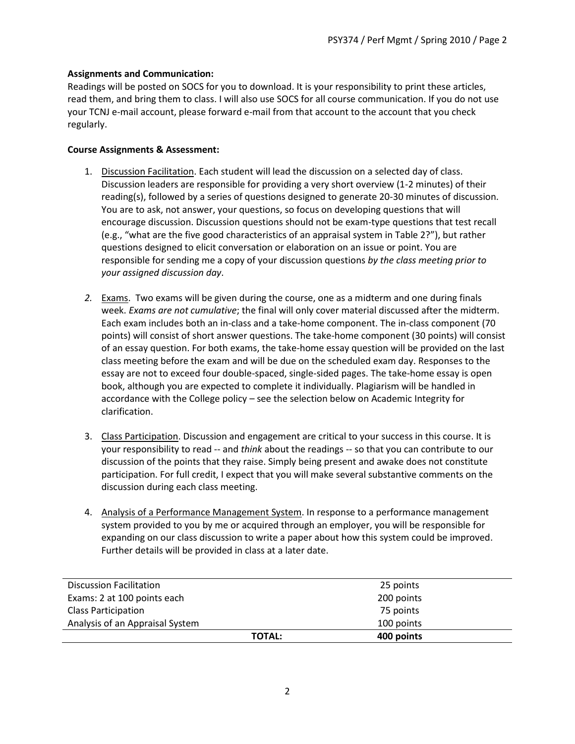**Assignments and Communication:**

Readings will be posted on SOCS for you to download. It is your responsibility to print these articles, read them, and bring them to class. I will also use SOCS for all course communication. If you do not use your TCNJ e-mail account, please forward e-mail from that account to the account that you check regularly.

**Course Assignments & Assessment:**

1. Discussion Facilitation. Each student will lead the discussion on a selected day of class. Discussion leaders are responsible for providing a very short overview (1-2 minutes) of their reading(s), followed by a series of questions designed to generate 20-30 minutes of discussion. You are to ask, not answer, your questions, so focus on developing questions that will encourage discussion. Discussion questions should not be exam-type questions that test recall (e.g., "what are the five good characteristics of an appraisal system in Table 2?"), but rather questions designed to elicit conversation or elaboration on an issue or point. You are responsible for sending me a copy of your discussion questions *by the class meeting prior to your assigned discussion day*.

2. Exams. Two exams will be given during the course, one as a midterm and one during finals week. *Exams are not cumulative*; the final will only cover material discussed after the midterm. Each exam includes both an in-class and a take-home component. The in-class component (70 points) will consist of short answer questions. The take-home component (30 points) will consist of an essay question. For both exams, the take-home essay question will be provided on the last class meeting before the exam and will be due on the scheduled exam day. Responses to the essay are not to exceed four double-spaced, single-sided pages. The take-home essay is open book, although you are expected to complete it individually. Plagiarism will be handled in accordance with the College policy – see the selection below on Academic Integrity for clarification.

3. Class Participation. Discussion and engagement are critical to your success in this course. It is your responsibility to read -- and *think* about the readings -- so that you can contribute to our discussion of the points that they raise. Simply being present and awake does not constitute participation. For full credit, I expect that you will make several substantive comments on the discussion during each class meeting.

4. Analysis of a Performance Management System. In response to a performance management system provided to you by me or acquired through an employer, you will be responsible for expanding on our class discussion to write a paper about how this system could be improved. Further details will be provided in class at a later date.

| | |
|---|---|
| Discussion Facilitation | 25 points |
| Exams: 2 at 100 points each | 200 points |
| Class Participation | 75 points |
| Analysis of an Appraisal System | 100 points |
| **TOTAL:** | **400 points** |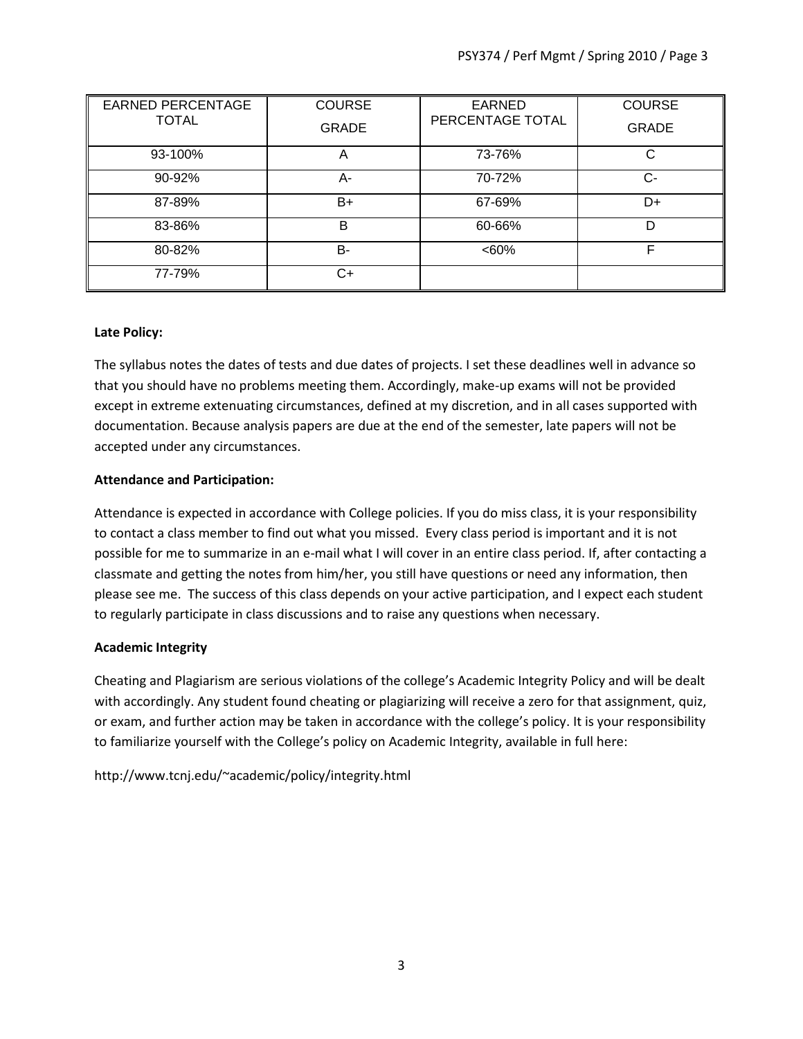| EARNED PERCENTAGE TOTAL | COURSE GRADE | EARNED PERCENTAGE TOTAL | COURSE GRADE |
|---|---|---|---|
| 93-100% | A | 73-76% | C |
| 90-92% | A- | 70-72% | C- |
| 87-89% | B+ | 67-69% | D+ |
| 83-86% | B | 60-66% | D |
| 80-82% | B- | <60% | F |
| 77-79% | C+ | | |

**Late Policy:**

The syllabus notes the dates of tests and due dates of projects. I set these deadlines well in advance so that you should have no problems meeting them. Accordingly, make-up exams will not be provided except in extreme extenuating circumstances, defined at my discretion, and in all cases supported with documentation. Because analysis papers are due at the end of the semester, late papers will not be accepted under any circumstances.

**Attendance and Participation:**

Attendance is expected in accordance with College policies. If you do miss class, it is your responsibility to contact a class member to find out what you missed. Every class period is important and it is not possible for me to summarize in an e-mail what I will cover in an entire class period. If, after contacting a classmate and getting the notes from him/her, you still have questions or need any information, then please see me. The success of this class depends on your active participation, and I expect each student to regularly participate in class discussions and to raise any questions when necessary.

**Academic Integrity**

Cheating and Plagiarism are serious violations of the college's Academic Integrity Policy and will be dealt with accordingly. Any student found cheating or plagiarizing will receive a zero for that assignment, quiz, or exam, and further action may be taken in accordance with the college's policy. It is your responsibility to familiarize yourself with the College's policy on Academic Integrity, available in full here:

http://www.tcnj.edu/~academic/policy/integrity.html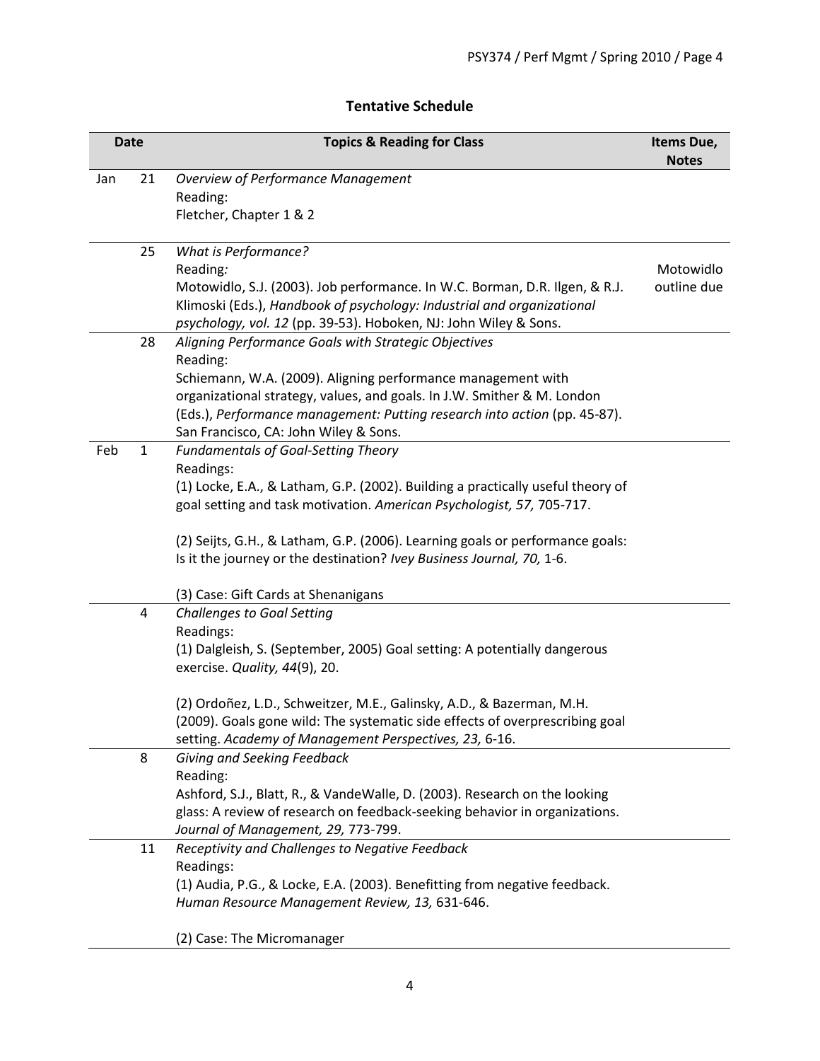## Tentative Schedule

| Date | | Topics & Reading for Class | Items Due, Notes |
|---|---|---|---|
| Jan | 21 | *Overview of Performance Management*<br>Reading:<br>Fletcher, Chapter 1 & 2 | |
| | 25 | *What is Performance?*<br>Reading*:*<br>Motowidlo, S.J. (2003). Job performance. In W.C. Borman, D.R. Ilgen, & R.J. Klimoski (Eds.), *Handbook of psychology: Industrial and organizational psychology, vol. 12* (pp. 39-53). Hoboken, NJ: John Wiley & Sons. | Motowidlo outline due |
| | 28 | *Aligning Performance Goals with Strategic Objectives*<br>Reading:<br>Schiemann, W.A. (2009). Aligning performance management with organizational strategy, values, and goals. In J.W. Smither & M. London (Eds.), *Performance management: Putting research into action* (pp. 45-87). San Francisco, CA: John Wiley & Sons. | |
| Feb | 1 | *Fundamentals of Goal-Setting Theory*<br>Readings:<br>(1) Locke, E.A., & Latham, G.P. (2002). Building a practically useful theory of goal setting and task motivation. *American Psychologist, 57,* 705-717.<br><br>(2) Seijts, G.H., & Latham, G.P. (2006). Learning goals or performance goals: Is it the journey or the destination? *Ivey Business Journal, 70,* 1-6.<br><br>(3) Case: Gift Cards at Shenanigans | |
| | 4 | *Challenges to Goal Setting*<br>Readings:<br>(1) Dalgleish, S. (September, 2005) Goal setting: A potentially dangerous exercise. *Quality, 44*(9), 20.<br><br>(2) Ordoñez, L.D., Schweitzer, M.E., Galinsky, A.D., & Bazerman, M.H. (2009). Goals gone wild: The systematic side effects of overprescribing goal setting. *Academy of Management Perspectives, 23,* 6-16. | |
| | 8 | *Giving and Seeking Feedback*<br>Reading:<br>Ashford, S.J., Blatt, R., & VandeWalle, D. (2003). Research on the looking glass: A review of research on feedback-seeking behavior in organizations. *Journal of Management, 29,* 773-799. | |
| | 11 | *Receptivity and Challenges to Negative Feedback*<br>Readings:<br>(1) Audia, P.G., & Locke, E.A. (2003). Benefitting from negative feedback. *Human Resource Management Review, 13,* 631-646.<br><br>(2) Case: The Micromanager | |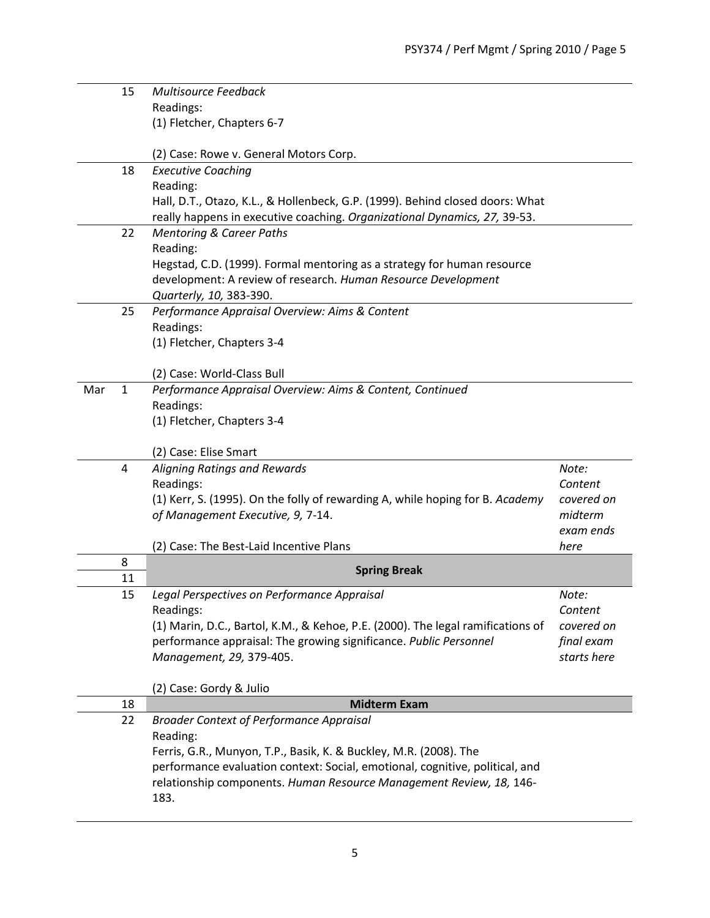| | | | |
|---|---|---|---|
| | 15 | *Multisource Feedback*<br>Readings:<br>(1) Fletcher, Chapters 6-7<br><br>(2) Case: Rowe v. General Motors Corp. | |
| | 18 | *Executive Coaching*<br>Reading:<br>Hall, D.T., Otazo, K.L., & Hollenbeck, G.P. (1999). Behind closed doors: What really happens in executive coaching. *Organizational Dynamics, 27,* 39-53. | |
| | 22 | *Mentoring & Career Paths*<br>Reading:<br>Hegstad, C.D. (1999). Formal mentoring as a strategy for human resource development: A review of research. *Human Resource Development Quarterly, 10,* 383-390. | |
| | 25 | *Performance Appraisal Overview: Aims & Content*<br>Readings:<br>(1) Fletcher, Chapters 3-4<br><br>(2) Case: World-Class Bull | |
| Mar | 1 | *Performance Appraisal Overview: Aims & Content, Continued*<br>Readings:<br>(1) Fletcher, Chapters 3-4<br><br>(2) Case: Elise Smart | |
| | 4 | *Aligning Ratings and Rewards*<br>Readings:<br>(1) Kerr, S. (1995). On the folly of rewarding A, while hoping for B. *Academy of Management Executive, 9,* 7-14.<br><br>(2) Case: The Best-Laid Incentive Plans | *Note: Content covered on midterm exam ends here* |
| | 8<br>11 | **Spring Break** | |
| | 15 | *Legal Perspectives on Performance Appraisal*<br>Readings:<br>(1) Marin, D.C., Bartol, K.M., & Kehoe, P.E. (2000). The legal ramifications of performance appraisal: The growing significance. *Public Personnel Management, 29,* 379-405.<br><br>(2) Case: Gordy & Julio | *Note: Content covered on final exam starts here* |
| | 18 | **Midterm Exam** | |
| | 22 | *Broader Context of Performance Appraisal*<br>Reading:<br>Ferris, G.R., Munyon, T.P., Basik, K. & Buckley, M.R. (2008). The performance evaluation context: Social, emotional, cognitive, political, and relationship components. *Human Resource Management Review, 18,* 146-183. | |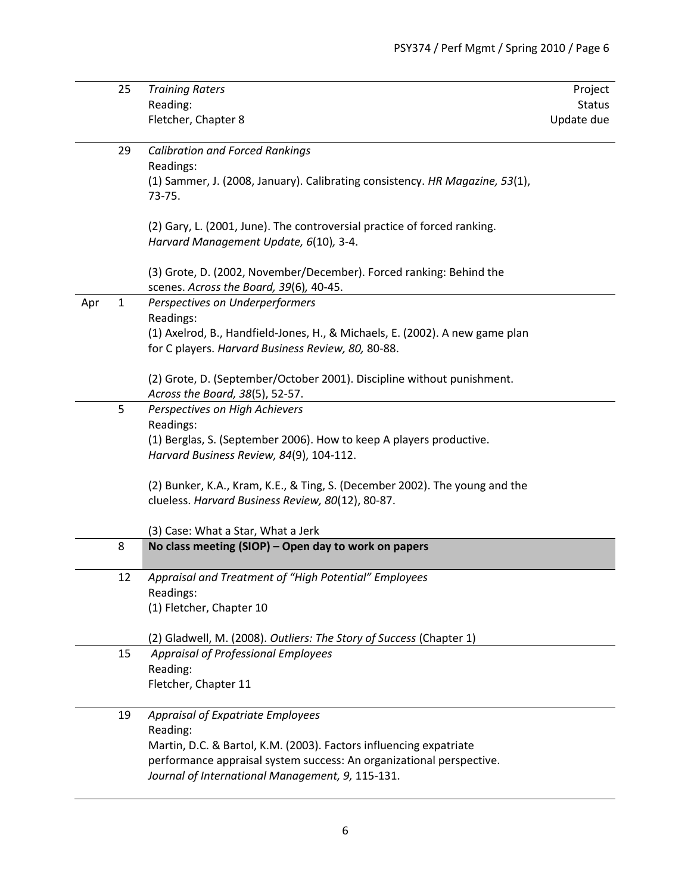| | | | |
|---|---|---|---|
| | 25 | *Training Raters*<br>Reading:<br>Fletcher, Chapter 8 | Project Status Update due |
| | 29 | *Calibration and Forced Rankings*<br>Readings:<br>(1) Sammer, J. (2008, January). Calibrating consistency. *HR Magazine, 53*(1), 73-75.<br><br>(2) Gary, L. (2001, June). The controversial practice of forced ranking. *Harvard Management Update, 6*(10), 3-4.<br><br>(3) Grote, D. (2002, November/December). Forced ranking: Behind the scenes. *Across the Board, 39*(6), 40-45. | |
| Apr | 1 | *Perspectives on Underperformers*<br>Readings:<br>(1) Axelrod, B., Handfield-Jones, H., & Michaels, E. (2002). A new game plan for C players. *Harvard Business Review, 80,* 80-88.<br><br>(2) Grote, D. (September/October 2001). Discipline without punishment. *Across the Board, 38*(5), 52-57. | |
| | 5 | *Perspectives on High Achievers*<br>Readings:<br>(1) Berglas, S. (September 2006). How to keep A players productive. *Harvard Business Review, 84*(9), 104-112.<br><br>(2) Bunker, K.A., Kram, K.E., & Ting, S. (December 2002). The young and the clueless. *Harvard Business Review, 80*(12), 80-87.<br><br>(3) Case: What a Star, What a Jerk | |
| | 8 | **No class meeting (SIOP) – Open day to work on papers** | |
| | 12 | *Appraisal and Treatment of "High Potential" Employees*<br>Readings:<br>(1) Fletcher, Chapter 10<br><br>(2) Gladwell, M. (2008). *Outliers: The Story of Success* (Chapter 1) | |
| | 15 | *Appraisal of Professional Employees*<br>Reading:<br>Fletcher, Chapter 11 | |
| | 19 | *Appraisal of Expatriate Employees*<br>Reading:<br>Martin, D.C. & Bartol, K.M. (2003). Factors influencing expatriate performance appraisal system success: An organizational perspective. *Journal of International Management, 9,* 115-131. | |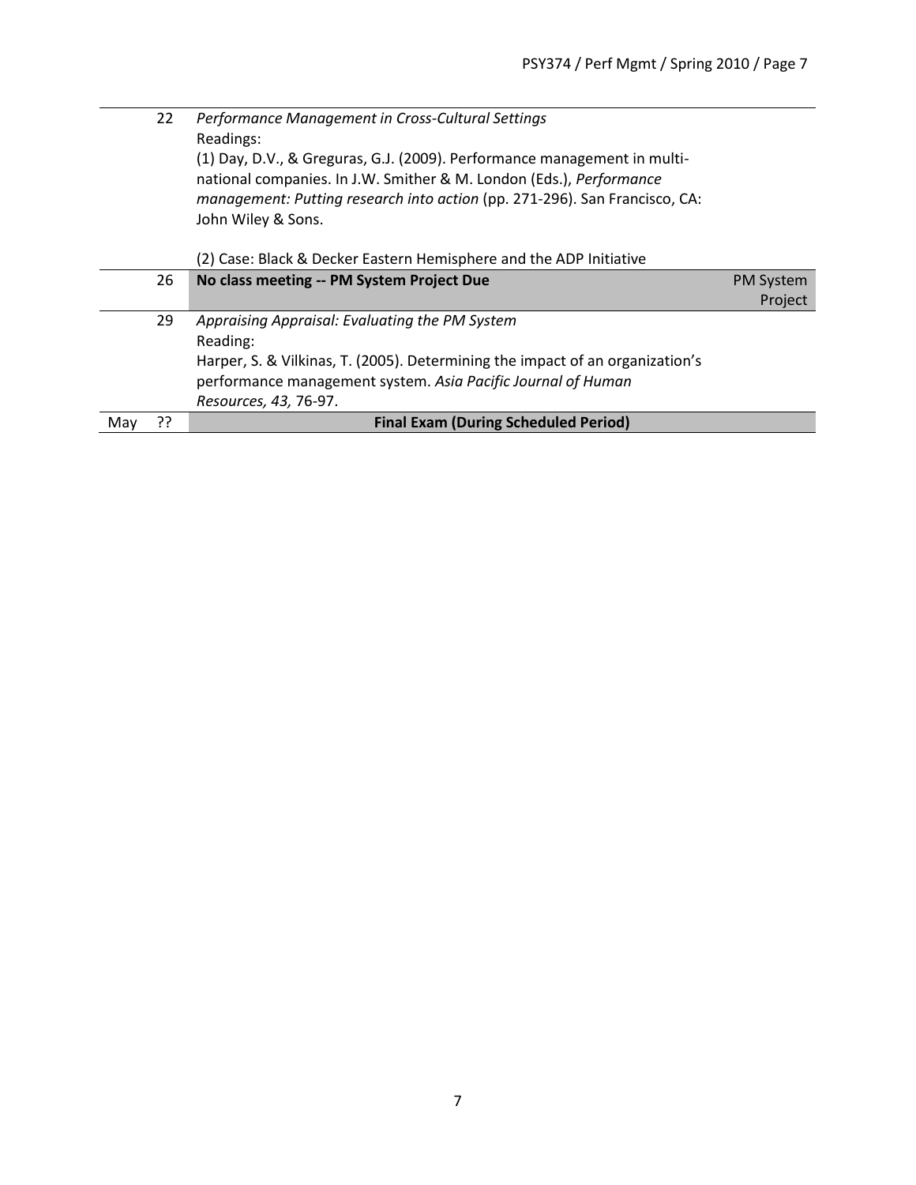| | | | |
|---|---|---|---|
| | 22 | *Performance Management in Cross-Cultural Settings*<br>Readings:<br>(1) Day, D.V., & Greguras, G.J. (2009). Performance management in multi-national companies. In J.W. Smither & M. London (Eds.), *Performance management: Putting research into action* (pp. 271-296). San Francisco, CA: John Wiley & Sons.<br><br>(2) Case: Black & Decker Eastern Hemisphere and the ADP Initiative | |
| | 26 | **No class meeting -- PM System Project Due** | PM System Project |
| | 29 | *Appraising Appraisal: Evaluating the PM System*<br>Reading:<br>Harper, S. & Vilkinas, T. (2005). Determining the impact of an organization's performance management system. *Asia Pacific Journal of Human Resources, 43,* 76-97. | |
| May | ?? | **Final Exam (During Scheduled Period)** | |